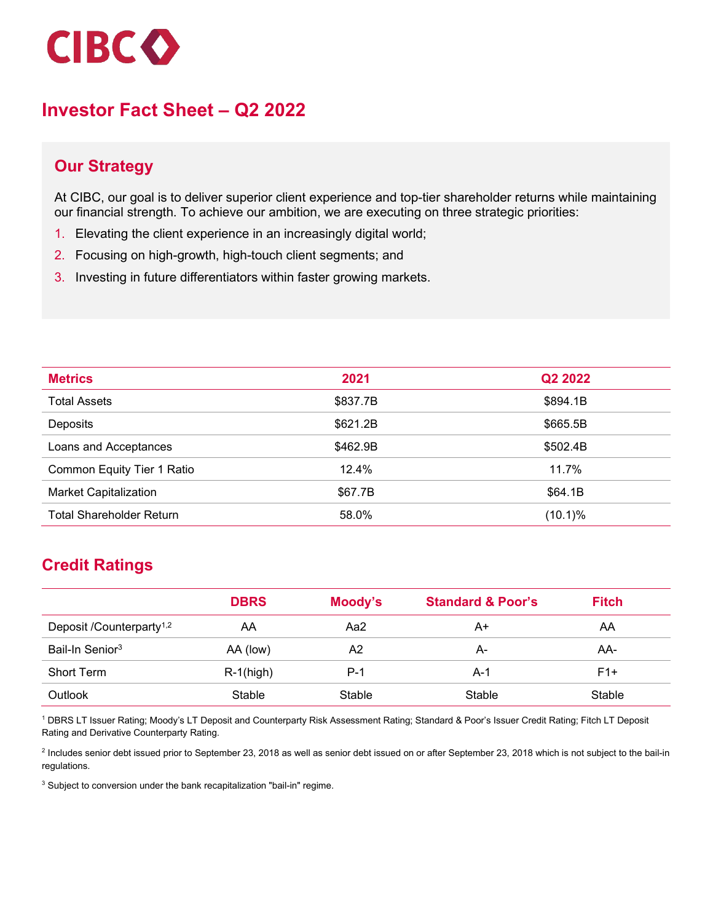CIBC

# Investor Fact Sheet – Q2 2022

## Our Strategy

At CIBC, our goal is to deliver superior client experience and top-tier shareholder returns while maintaining our financial strength. To achieve our ambition, we are executing on three strategic priorities:

1. Elevating the client experience in an increasingly digital world;
2. Focusing on high-growth, high-touch client segments; and
3. Investing in future differentiators within faster growing markets.

| Metrics | 2021 | Q2 2022 |
|---|---|---|
| Total Assets | $837.7B | $894.1B |
| Deposits | $621.2B | $665.5B |
| Loans and Acceptances | $462.9B | $502.4B |
| Common Equity Tier 1 Ratio | 12.4% | 11.7% |
| Market Capitalization | $67.7B | $64.1B |
| Total Shareholder Return | 58.0% | (10.1)% |

## Credit Ratings

| | DBRS | Moody's | Standard & Poor's | Fitch |
|---|---|---|---|---|
| Deposit /Counterparty[1,2] | AA | Aa2 | A+ | AA |
| Bail-In Senior[3] | AA (low) | A2 | A- | AA- |
| Short Term | R-1(high) | P-1 | A-1 | F1+ |
| Outlook | Stable | Stable | Stable | Stable |

[1] DBRS LT Issuer Rating; Moody's LT Deposit and Counterparty Risk Assessment Rating; Standard & Poor's Issuer Credit Rating; Fitch LT Deposit Rating and Derivative Counterparty Rating.

[2] Includes senior debt issued prior to September 23, 2018 as well as senior debt issued on or after September 23, 2018 which is not subject to the bail-in regulations.

[3] Subject to conversion under the bank recapitalization "bail-in" regime.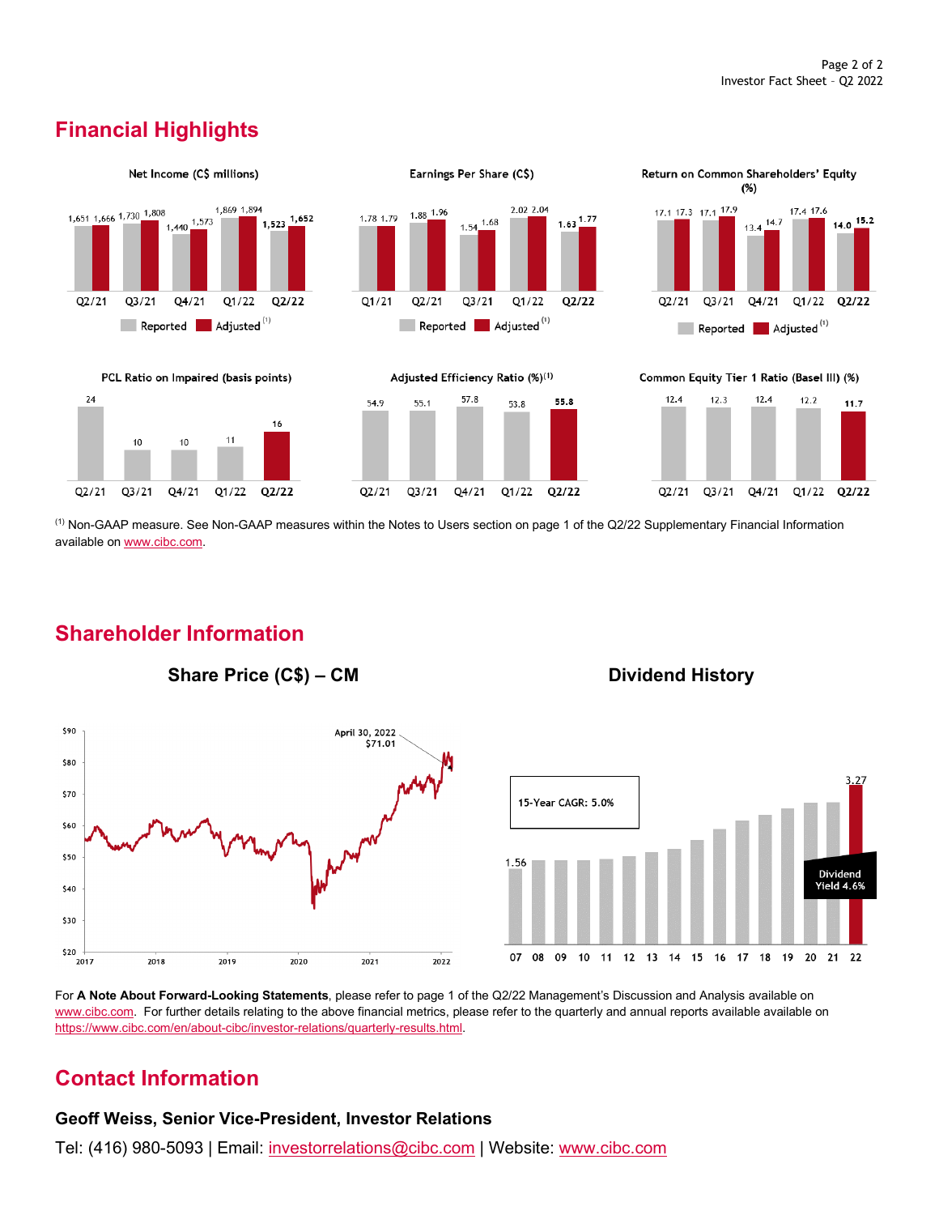## Financial Highlights

Net Income (C$ millions)

1,651 1,666 1,730 1,808 1,440 1,573 1,869 1,894 1,523 1,652

Q2/21 Q3/21 Q4/21 Q1/22 Q2/22

Reported Adjusted [1]

Earnings Per Share (C$)

1.78 1.79 1.88 1.96 1.54 1.68 2.02 2.04 1.63 1.77

Q1/21 Q2/21 Q3/21 Q1/22 Q2/22

Reported Adjusted [1]

Return on Common Shareholders' Equity (%)

17.1 17.3 17.1 17.9 13.4 14.7 17.4 17.6 14.0 15.2

Q2/21 Q3/21 Q4/21 Q1/22 Q2/22

Reported Adjusted [1]

PCL Ratio on Impaired (basis points)

24 10 10 11 16

Q2/21 Q3/21 Q4/21 Q1/22 Q2/22

Adjusted Efficiency Ratio (%)[1]

54.9 55.1 57.8 53.8 55.8

Q2/21 Q3/21 Q4/21 Q1/22 Q2/22

Common Equity Tier 1 Ratio (Basel III) (%)

12.4 12.3 12.4 12.2 11.7

Q2/21 Q3/21 Q4/21 Q1/22 Q2/22

[1] Non-GAAP measure. See Non-GAAP measures within the Notes to Users section on page 1 of the Q2/22 Supplementary Financial Information available on www.cibc.com.

## Shareholder Information

### Share Price (C$) – CM

April 30, 2022
$71.01

$90 $80 $70 $60 $50 $40 $30 $20

2017 2018 2019 2020 2021 2022

### Dividend History

15-Year CAGR: 5.0%

1.56

3.27

Dividend Yield 4.6%

07 08 09 10 11 12 13 14 15 16 17 18 19 20 21 22

For **A Note About Forward-Looking Statements**, please refer to page 1 of the Q2/22 Management's Discussion and Analysis available on www.cibc.com. For further details relating to the above financial metrics, please refer to the quarterly and annual reports available available on https://www.cibc.com/en/about-cibc/investor-relations/quarterly-results.html.

## Contact Information

**Geoff Weiss, Senior Vice-President, Investor Relations**

Tel: (416) 980-5093 | Email: investorrelations@cibc.com | Website: www.cibc.com